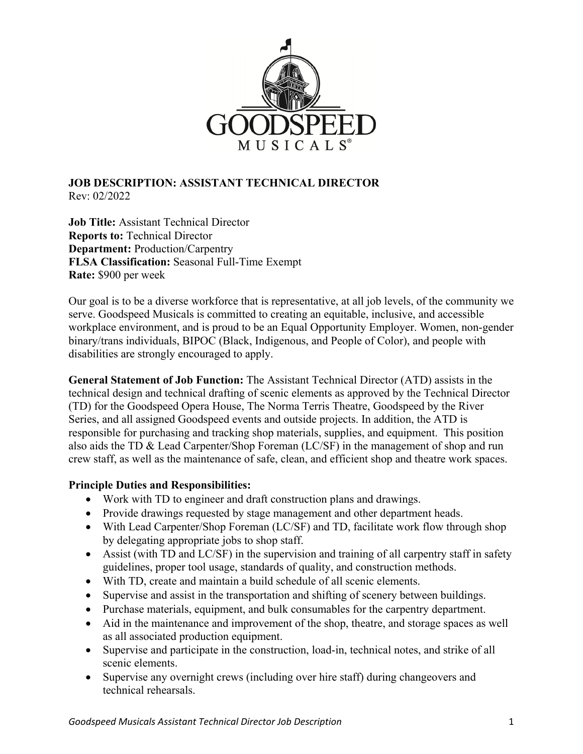GOODSPEED MUSICALS®

**JOB DESCRIPTION: ASSISTANT TECHNICAL DIRECTOR**
Rev: 02/2022

**Job Title:** Assistant Technical Director
**Reports to:** Technical Director
**Department:** Production/Carpentry
**FLSA Classification:** Seasonal Full-Time Exempt
**Rate:** $900 per week

Our goal is to be a diverse workforce that is representative, at all job levels, of the community we serve. Goodspeed Musicals is committed to creating an equitable, inclusive, and accessible workplace environment, and is proud to be an Equal Opportunity Employer. Women, non-gender binary/trans individuals, BIPOC (Black, Indigenous, and People of Color), and people with disabilities are strongly encouraged to apply.

**General Statement of Job Function:** The Assistant Technical Director (ATD) assists in the technical design and technical drafting of scenic elements as approved by the Technical Director (TD) for the Goodspeed Opera House, The Norma Terris Theatre, Goodspeed by the River Series, and all assigned Goodspeed events and outside projects. In addition, the ATD is responsible for purchasing and tracking shop materials, supplies, and equipment. This position also aids the TD & Lead Carpenter/Shop Foreman (LC/SF) in the management of shop and run crew staff, as well as the maintenance of safe, clean, and efficient shop and theatre work spaces.

**Principle Duties and Responsibilities:**

- Work with TD to engineer and draft construction plans and drawings.
- Provide drawings requested by stage management and other department heads.
- With Lead Carpenter/Shop Foreman (LC/SF) and TD, facilitate work flow through shop by delegating appropriate jobs to shop staff.
- Assist (with TD and LC/SF) in the supervision and training of all carpentry staff in safety guidelines, proper tool usage, standards of quality, and construction methods.
- With TD, create and maintain a build schedule of all scenic elements.
- Supervise and assist in the transportation and shifting of scenery between buildings.
- Purchase materials, equipment, and bulk consumables for the carpentry department.
- Aid in the maintenance and improvement of the shop, theatre, and storage spaces as well as all associated production equipment.
- Supervise and participate in the construction, load-in, technical notes, and strike of all scenic elements.
- Supervise any overnight crews (including over hire staff) during changeovers and technical rehearsals.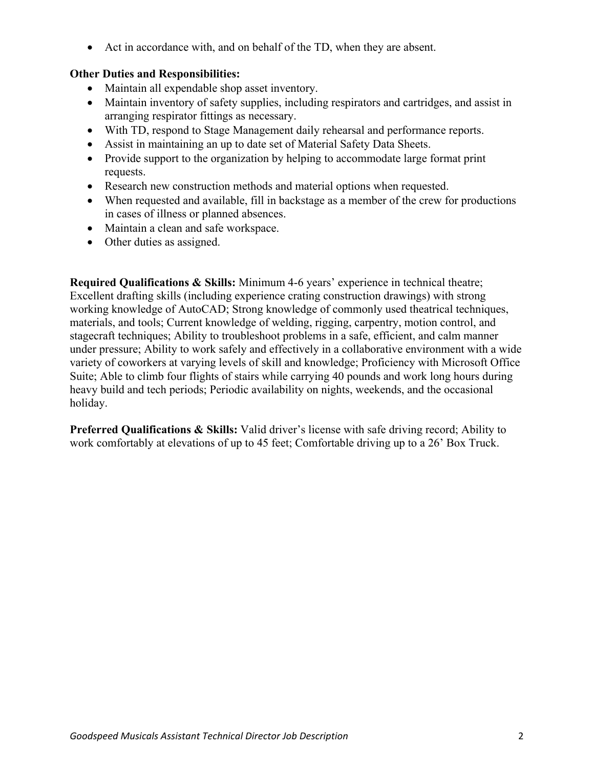- Act in accordance with, and on behalf of the TD, when they are absent.

**Other Duties and Responsibilities:**

- Maintain all expendable shop asset inventory.
- Maintain inventory of safety supplies, including respirators and cartridges, and assist in arranging respirator fittings as necessary.
- With TD, respond to Stage Management daily rehearsal and performance reports.
- Assist in maintaining an up to date set of Material Safety Data Sheets.
- Provide support to the organization by helping to accommodate large format print requests.
- Research new construction methods and material options when requested.
- When requested and available, fill in backstage as a member of the crew for productions in cases of illness or planned absences.
- Maintain a clean and safe workspace.
- Other duties as assigned.

**Required Qualifications & Skills:** Minimum 4-6 years' experience in technical theatre; Excellent drafting skills (including experience crating construction drawings) with strong working knowledge of AutoCAD; Strong knowledge of commonly used theatrical techniques, materials, and tools; Current knowledge of welding, rigging, carpentry, motion control, and stagecraft techniques; Ability to troubleshoot problems in a safe, efficient, and calm manner under pressure; Ability to work safely and effectively in a collaborative environment with a wide variety of coworkers at varying levels of skill and knowledge; Proficiency with Microsoft Office Suite; Able to climb four flights of stairs while carrying 40 pounds and work long hours during heavy build and tech periods; Periodic availability on nights, weekends, and the occasional holiday.

**Preferred Qualifications & Skills:** Valid driver's license with safe driving record; Ability to work comfortably at elevations of up to 45 feet; Comfortable driving up to a 26' Box Truck.